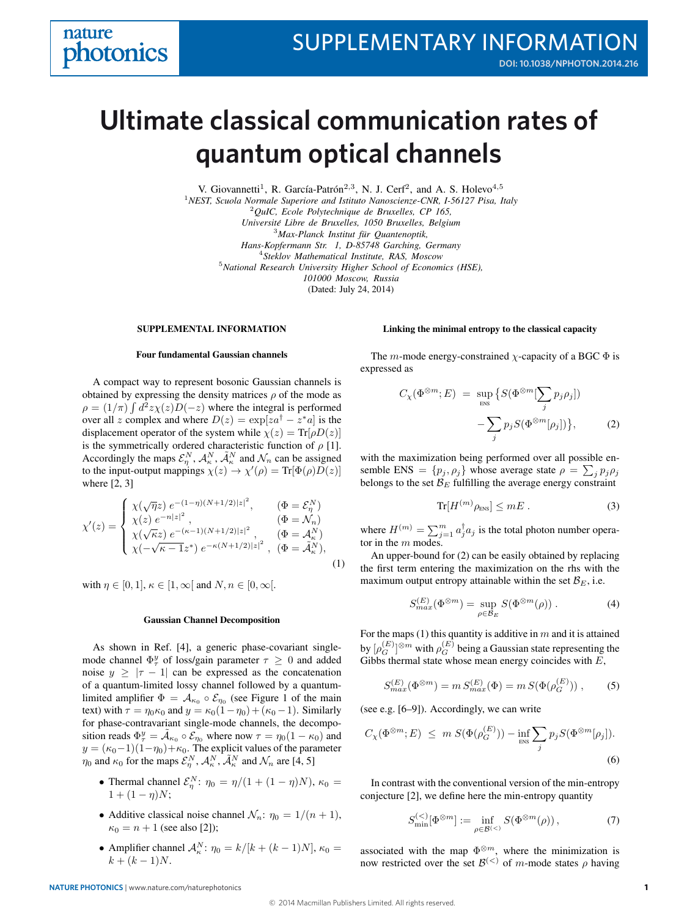# Ultimate classical communication rates of quantum optical channels

V. Giovannetti[1], R. García-Patrón[2,3], N. J. Cerf[2], and A. S. Holevo[4,5]

[1]*NEST, Scuola Normale Superiore and Istituto Nanoscienze-CNR, I-56127 Pisa, Italy*
[2]*QuIC, Ecole Polytechnique de Bruxelles, CP 165, Université Libre de Bruxelles, 1050 Bruxelles, Belgium*
[3]*Max-Planck Institut für Quantenoptik, Hans-Kopfermann Str. 1, D-85748 Garching, Germany*
[4]*Steklov Mathematical Institute, RAS, Moscow*
[5]*National Research University Higher School of Economics (HSE), 101000 Moscow, Russia*

(Dated: July 24, 2014)

## SUPPLEMENTAL INFORMATION

### Four fundamental Gaussian channels

A compact way to represent bosonic Gaussian channels is obtained by expressing the density matrices $\rho$ of the mode as $\rho = (1/\pi)\int d^2z\chi(z)D(-z)$ where the integral is performed over all $z$ complex and where $D(z) = \exp[za^\dagger - z^*a]$ is the displacement operator of the system while $\chi(z) = \mathrm{Tr}[\rho D(z)]$ is the symmetrically ordered characteristic function of $\rho$ [1]. Accordingly the maps $\mathcal{E}_\eta^N$, $\mathcal{A}_\kappa^N$, $\tilde{\mathcal{A}}_\kappa^N$ and $\mathcal{N}_n$ can be assigned to the input-output mappings $\chi(z) \rightarrow \chi'(\rho) = \mathrm{Tr}[\Phi(\rho)D(z)]$ where [2, 3]

$$
\chi'(z) = \begin{cases} \chi(\sqrt{\eta}z)\; e^{-(1-\eta)(N+1/2)|z|^2}, & (\Phi = \mathcal{E}_\eta^N) \\ \chi(z)\; e^{-n|z|^2}, & (\Phi = \mathcal{N}_n) \\ \chi(\sqrt{\kappa}z)\; e^{-(\kappa-1)(N+1/2)|z|^2}, & (\Phi = \mathcal{A}_\kappa^N) \\ \chi(-\sqrt{\kappa-1}z^*)\; e^{-\kappa(N+1/2)|z|^2}, & (\Phi = \tilde{\mathcal{A}}_\kappa^N), \end{cases} \tag{1}
$$

with $\eta \in [0,1]$, $\kappa \in [1,\infty[$ and $N, n \in [0,\infty[$.

### Gaussian Channel Decomposition

As shown in Ref. [4], a generic phase-covariant single-mode channel $\Phi_\tau^y$ of loss/gain parameter $\tau \geq 0$ and added noise $y \geq |\tau - 1|$ can be expressed as the concatenation of a quantum-limited lossy channel followed by a quantum-limited amplifier $\Phi = \mathcal{A}_{\kappa_0} \circ \mathcal{E}_{\eta_0}$ (see Figure 1 of the main text) with $\tau = \eta_0\kappa_0$ and $y = \kappa_0(1-\eta_0) + (\kappa_0 - 1)$. Similarly for phase-contravariant single-mode channels, the decomposition reads $\Phi_\tau^y = \tilde{\mathcal{A}}_{\kappa_0} \circ \mathcal{E}_{\eta_0}$ where now $\tau = \eta_0(1-\kappa_0)$ and $y = (\kappa_0 - 1)(1-\eta_0) + \kappa_0$. The explicit values of the parameter $\eta_0$ and $\kappa_0$ for the maps $\mathcal{E}_\eta^N$, $\mathcal{A}_\kappa^N$, $\tilde{\mathcal{A}}_\kappa^N$ and $\mathcal{N}_n$ are [4, 5]

- Thermal channel $\mathcal{E}_\eta^N$: $\eta_0 = \eta/(1+(1-\eta)N)$, $\kappa_0 = 1 + (1-\eta)N$;
- Additive classical noise channel $\mathcal{N}_n$: $\eta_0 = 1/(n+1)$, $\kappa_0 = n + 1$ (see also [2]);
- Amplifier channel $\mathcal{A}_\kappa^N$: $\eta_0 = k/[k + (k-1)N]$, $\kappa_0 = k + (k-1)N$.

### Linking the minimal entropy to the classical capacity

The $m$-mode energy-constrained $\chi$-capacity of a BGC $\Phi$ is expressed as

$$
\begin{aligned} C_\chi(\Phi^{\otimes m}; E) \;=\; \sup_{\text{ENS}} \big\{ & S(\Phi^{\otimes m}[\sum_j p_j\rho_j]) \\ & - \sum_j p_j S(\Phi^{\otimes m}[\rho_j])\big\}, \end{aligned} \tag{2}
$$

with the maximization being performed over all possible ensemble ENS $= \{p_j, \rho_j\}$ whose average state $\rho = \sum_j p_j\rho_j$ belongs to the set $\mathcal{B}_E$ fulfilling the average energy constraint

$$
\mathrm{Tr}[H^{(m)}\rho_{\text{ENS}}] \leq mE\;. \tag{3}
$$

where $H^{(m)} = \sum_{j=1}^m a_j^\dagger a_j$ is the total photon number operator in the $m$ modes.

An upper-bound for (2) can be easily obtained by replacing the first term entering the maximization on the rhs with the maximum output entropy attainable within the set $\mathcal{B}_E$, i.e.

$$
S_{max}^{(E)}(\Phi^{\otimes m}) = \sup_{\rho\in\mathcal{B}_E} S(\Phi^{\otimes m}(\rho))\;. \tag{4}
$$

For the maps (1) this quantity is additive in $m$ and it is attained by $[\rho_G^{(E)}]^{\otimes m}$ with $\rho_G^{(E)}$ being a Gaussian state representing the Gibbs thermal state whose mean energy coincides with $E$,

$$
S_{max}^{(E)}(\Phi^{\otimes m}) = m\,S_{max}^{(E)}(\Phi) = m\,S(\Phi(\rho_G^{(E)}))\;, \tag{5}
$$

(see e.g. [6–9]). Accordingly, we can write

$$
C_\chi(\Phi^{\otimes m}; E) \;\leq\; m\;S(\Phi(\rho_G^{(E)})) - \inf_{\text{ENS}} \sum_j p_j S(\Phi^{\otimes m}[\rho_j]). \tag{6}
$$

In contrast with the conventional version of the min-entropy conjecture [2], we define here the min-entropy quantity

$$
S_{\min}^{(<)}[\Phi^{\otimes m}] := \inf_{\rho\in\mathcal{B}^{(<)}} S(\Phi^{\otimes m}(\rho))\,, \tag{7}
$$

associated with the map $\Phi^{\otimes m}$, where the minimization is now restricted over the set $\mathcal{B}^{(<)}$ of $m$-mode states $\rho$ having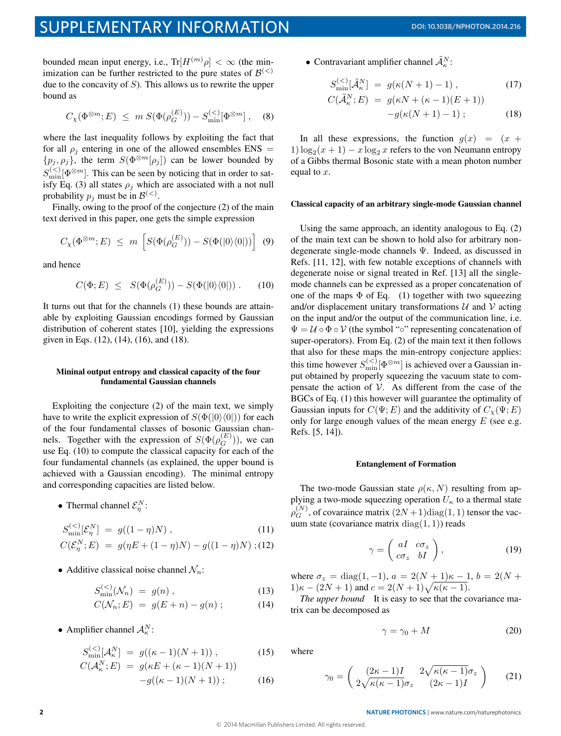bounded mean input energy, i.e., $\mathrm{Tr}[H^{(m)}\rho] < \infty$ (the minimization can be further restricted to the pure states of $\mathcal{B}^{(<)}$ due to the concavity of $S$). This allows us to rewrite the upper bound as

$$C_\chi(\Phi^{\otimes m}; E) \;\leq\; m\, S(\Phi(\rho_G^{(E)})) - S_{\min}^{(<)}[\Phi^{\otimes m}]\,, \quad (8)$$

where the last inequality follows by exploiting the fact that for all $\rho_j$ entering in one of the allowed ensembles ENS $= \{p_j, \rho_j\}$, the term $S(\Phi^{\otimes m}[\rho_j])$ can be lower bounded by $S_{\min}^{(<)}[\Phi^{\otimes m}]$. This can be seen by noticing that in order to satisfy Eq. (3) all states $\rho_j$ which are associated with a not null probability $p_j$ must be in $\mathcal{B}^{(<)}$.

Finally, owing to the proof of the conjecture (2) of the main text derived in this paper, one gets the simple expression

$$C_\chi(\Phi^{\otimes m}; E) \;\leq\; m\,\left[S(\Phi(\rho_G^{(E)})) - S(\Phi(|0\rangle\langle 0|))\right] \quad (9)$$

and hence

$$C(\Phi; E) \;\leq\; S(\Phi(\rho_G^{(E)})) - S(\Phi(|0\rangle\langle 0|))\,. \quad (10)$$

It turns out that for the channels (1) these bounds are attainable by exploiting Gaussian encodings formed by Gaussian distribution of coherent states [10], yielding the expressions given in Eqs. (12), (14), (16), and (18).

### Mininal output entropy and classical capacity of the four fundamental Gaussian channels

Exploiting the conjecture (2) of the main text, we simply have to write the explicit expression of $S(\Phi(|0\rangle\langle 0|))$ for each of the four fundamental classes of bosonic Gaussian channels. Together with the expression of $S(\Phi(\rho_G^{(E)}))$, we can use Eq. (10) to compute the classical capacity for each of the four fundamental channels (as explained, the upper bound is achieved with a Gaussian encoding). The minimal entropy and corresponding capacities are listed below.

- Thermal channel $\mathcal{E}_\eta^N$:

$$S_{\min}^{(<)}[\mathcal{E}_\eta^N] \;=\; g((1-\eta)N)\,, \quad (11)$$
$$C(\mathcal{E}_\eta^N; E) \;=\; g(\eta E + (1-\eta)N) - g((1-\eta)N)\,; \quad (12)$$

- Additive classical noise channel $\mathcal{N}_n$:

$$S_{\min}^{(<)}(\mathcal{N}_n) \;=\; g(n)\,, \quad (13)$$
$$C(\mathcal{N}_n; E) \;=\; g(E+n) - g(n)\,; \quad (14)$$

- Amplifier channel $\mathcal{A}_\kappa^N$:

$$S_{\min}^{(<)}[\mathcal{A}_\kappa^N] \;=\; g((\kappa-1)(N+1))\,, \quad (15)$$
$$C(\mathcal{A}_\kappa^N; E) \;=\; g(\kappa E + (\kappa-1)(N+1)) - g((\kappa-1)(N+1))\,; \quad (16)$$

- Contravariant amplifier channel $\tilde{\mathcal{A}}_\kappa^N$:

$$S_{\min}^{(<)}[\tilde{\mathcal{A}}_\kappa^N] \;=\; g(\kappa(N+1)-1)\,, \quad (17)$$
$$C(\tilde{\mathcal{A}}_\kappa^N; E) \;=\; g(\kappa N + (\kappa-1)(E+1)) - g(\kappa(N+1)-1)\,; \quad (18)$$

In all these expressions, the function $g(x) = (x+1)\log_2(x+1) - x\log_2 x$ refers to the von Neumann entropy of a Gibbs thermal Bosonic state with a mean photon number equal to $x$.

### Classical capacity of an arbitrary single-mode Gaussian channel

Using the same approach, an identity analogous to Eq. (2) of the main text can be shown to hold also for arbitrary non-degenerate single-mode channels $\Psi$. Indeed, as discussed in Refs. [11, 12], with few notable exceptions of channels with degenerate noise or signal treated in Ref. [13] all the single-mode channels can be expressed as a proper concatenation of one of the maps $\Phi$ of Eq. (1) together with two squeezing and/or displacement unitary transformations $\mathcal{U}$ and $\mathcal{V}$ acting on the input and/or the output of the communication line, i.e. $\Psi = \mathcal{U}\circ\Phi\circ\mathcal{V}$ (the symbol "$\circ$" representing concatenation of super-operators). From Eq. (2) of the main text it then follows that also for these maps the min-entropy conjecture applies: this time however $S_{\min}^{(<)}[\Phi^{\otimes m}]$ is achieved over a Gaussian input obtained by properly squeezing the vacuum state to compensate the action of $\mathcal{V}$. As different from the case of the BGCs of Eq. (1) this however will guarantee the optimality of Gaussian inputs for $C(\Psi; E)$ and the additivity of $C_\chi(\Psi; E)$ only for large enough values of the mean energy $E$ (see e.g. Refs. [5, 14]).

### Entanglement of Formation

The two-mode Gaussian state $\rho(\kappa, N)$ resulting from applying a two-mode squeezing operation $U_\kappa$ to a thermal state $\rho_G^{(N)}$, of covaraince matrix $(2N+1)\mathrm{diag}(1,1)$ tensor the vacuum state (covariance matrix $\mathrm{diag}(1,1)$) reads

$$\gamma = \begin{pmatrix} aI & c\sigma_z \\ c\sigma_z & bI \end{pmatrix}, \quad (19)$$

where $\sigma_z = \mathrm{diag}(1,-1)$, $a = 2(N+1)\kappa - 1$, $b = 2(N+1)\kappa - (2N+1)$ and $c = 2(N+1)\sqrt{\kappa(\kappa-1)}$.

*The upper bound* It is easy to see that the covariance matrix can be decomposed as

$$\gamma = \gamma_0 + M \quad (20)$$

where

$$\gamma_0 = \begin{pmatrix} (2\kappa-1)I & 2\sqrt{\kappa(\kappa-1)}\sigma_z \\ 2\sqrt{\kappa(\kappa-1)}\sigma_z & (2\kappa-1)I \end{pmatrix} \quad (21)$$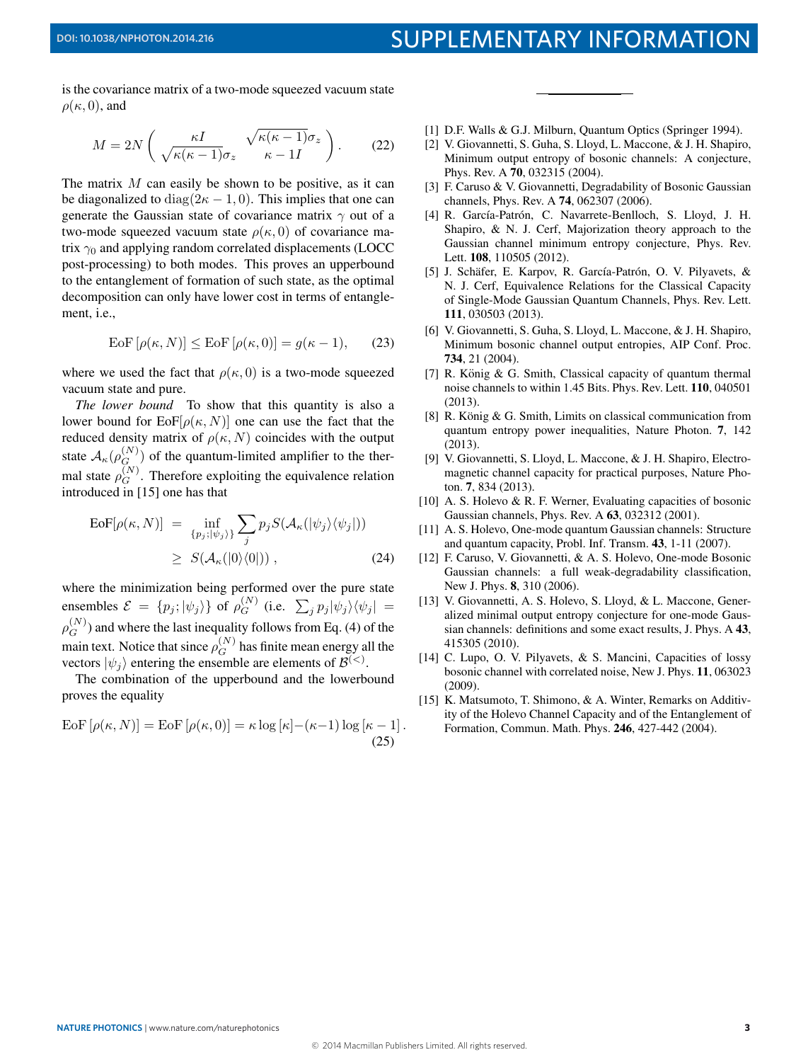is the covariance matrix of a two-mode squeezed vacuum state $\rho(\kappa, 0)$, and

$$M = 2N \begin{pmatrix} \kappa I & \sqrt{\kappa(\kappa-1)}\sigma_z \\ \sqrt{\kappa(\kappa-1)}\sigma_z & \kappa - 1I \end{pmatrix}. \tag{22}$$

The matrix $M$ can easily be shown to be positive, as it can be diagonalized to $\mathrm{diag}(2\kappa - 1, 0)$. This implies that one can generate the Gaussian state of covariance matrix $\gamma$ out of a two-mode squeezed vacuum state $\rho(\kappa, 0)$ of covariance matrix $\gamma_0$ and applying random correlated displacements (LOCC post-processing) to both modes. This proves an upperbound to the entanglement of formation of such state, as the optimal decomposition can only have lower cost in terms of entanglement, i.e.,

$$\mathrm{EoF}\left[\rho(\kappa, N)\right] \leq \mathrm{EoF}\left[\rho(\kappa, 0)\right] = g(\kappa - 1), \tag{23}$$

where we used the fact that $\rho(\kappa, 0)$ is a two-mode squeezed vacuum state and pure.

*The lower bound* To show that this quantity is also a lower bound for $\mathrm{EoF}[\rho(\kappa, N)]$ one can use the fact that the reduced density matrix of $\rho(\kappa, N)$ coincides with the output state $\mathcal{A}_\kappa(\rho_G^{(N)})$ of the quantum-limited amplifier to the thermal state $\rho_G^{(N)}$. Therefore exploiting the equivalence relation introduced in [15] one has that

$$\begin{aligned} \mathrm{EoF}[\rho(\kappa, N)] &= \inf_{\{p_j; |\psi_j\rangle\}} \sum_j p_j S(\mathcal{A}_\kappa(|\psi_j\rangle\langle\psi_j|)) \\ &\geq S(\mathcal{A}_\kappa(|0\rangle\langle 0|)) , \end{aligned} \tag{24}$$

where the minimization being performed over the pure state ensembles $\mathcal{E} = \{p_j; |\psi_j\rangle\}$ of $\rho_G^{(N)}$ (i.e. $\sum_j p_j |\psi_j\rangle\langle\psi_j| = \rho_G^{(N)}$) and where the last inequality follows from Eq. (4) of the main text. Notice that since $\rho_G^{(N)}$ has finite mean energy all the vectors $|\psi_j\rangle$ entering the ensemble are elements of $\mathcal{B}^{(<)}$.

The combination of the upperbound and the lowerbound proves the equality

$$\mathrm{EoF}\left[\rho(\kappa, N)\right] = \mathrm{EoF}\left[\rho(\kappa, 0)\right] = \kappa \log\left[\kappa\right] - (\kappa - 1) \log\left[\kappa - 1\right]. \tag{25}$$

---

[1] D.F. Walls & G.J. Milburn, Quantum Optics (Springer 1994).

[2] V. Giovannetti, S. Guha, S. Lloyd, L. Maccone, & J. H. Shapiro, Minimum output entropy of bosonic channels: A conjecture, Phys. Rev. A **70**, 032315 (2004).

[3] F. Caruso & V. Giovannetti, Degradability of Bosonic Gaussian channels, Phys. Rev. A **74**, 062307 (2006).

[4] R. García-Patrón, C. Navarrete-Benlloch, S. Lloyd, J. H. Shapiro, & N. J. Cerf, Majorization theory approach to the Gaussian channel minimum entropy conjecture, Phys. Rev. Lett. **108**, 110505 (2012).

[5] J. Schäfer, E. Karpov, R. García-Patrón, O. V. Pilyavets, & N. J. Cerf, Equivalence Relations for the Classical Capacity of Single-Mode Gaussian Quantum Channels, Phys. Rev. Lett. **111**, 030503 (2013).

[6] V. Giovannetti, S. Guha, S. Lloyd, L. Maccone, & J. H. Shapiro, Minimum bosonic channel output entropies, AIP Conf. Proc. **734**, 21 (2004).

[7] R. König & G. Smith, Classical capacity of quantum thermal noise channels to within 1.45 Bits. Phys. Rev. Lett. **110**, 040501 (2013).

[8] R. König & G. Smith, Limits on classical communication from quantum entropy power inequalities, Nature Photon. **7**, 142 (2013).

[9] V. Giovannetti, S. Lloyd, L. Maccone, & J. H. Shapiro, Electromagnetic channel capacity for practical purposes, Nature Photon. **7**, 834 (2013).

[10] A. S. Holevo & R. F. Werner, Evaluating capacities of bosonic Gaussian channels, Phys. Rev. A **63**, 032312 (2001).

[11] A. S. Holevo, One-mode quantum Gaussian channels: Structure and quantum capacity, Probl. Inf. Transm. **43**, 1-11 (2007).

[12] F. Caruso, V. Giovannetti, & A. S. Holevo, One-mode Bosonic Gaussian channels: a full weak-degradability classification, New J. Phys. **8**, 310 (2006).

[13] V. Giovannetti, A. S. Holevo, S. Lloyd, & L. Maccone, Generalized minimal output entropy conjecture for one-mode Gaussian channels: definitions and some exact results, J. Phys. A **43**, 415305 (2010).

[14] C. Lupo, O. V. Pilyavets, & S. Mancini, Capacities of lossy bosonic channel with correlated noise, New J. Phys. **11**, 063023 (2009).

[15] K. Matsumoto, T. Shimono, & A. Winter, Remarks on Additivity of the Holevo Channel Capacity and of the Entanglement of Formation, Commun. Math. Phys. **246**, 427-442 (2004).